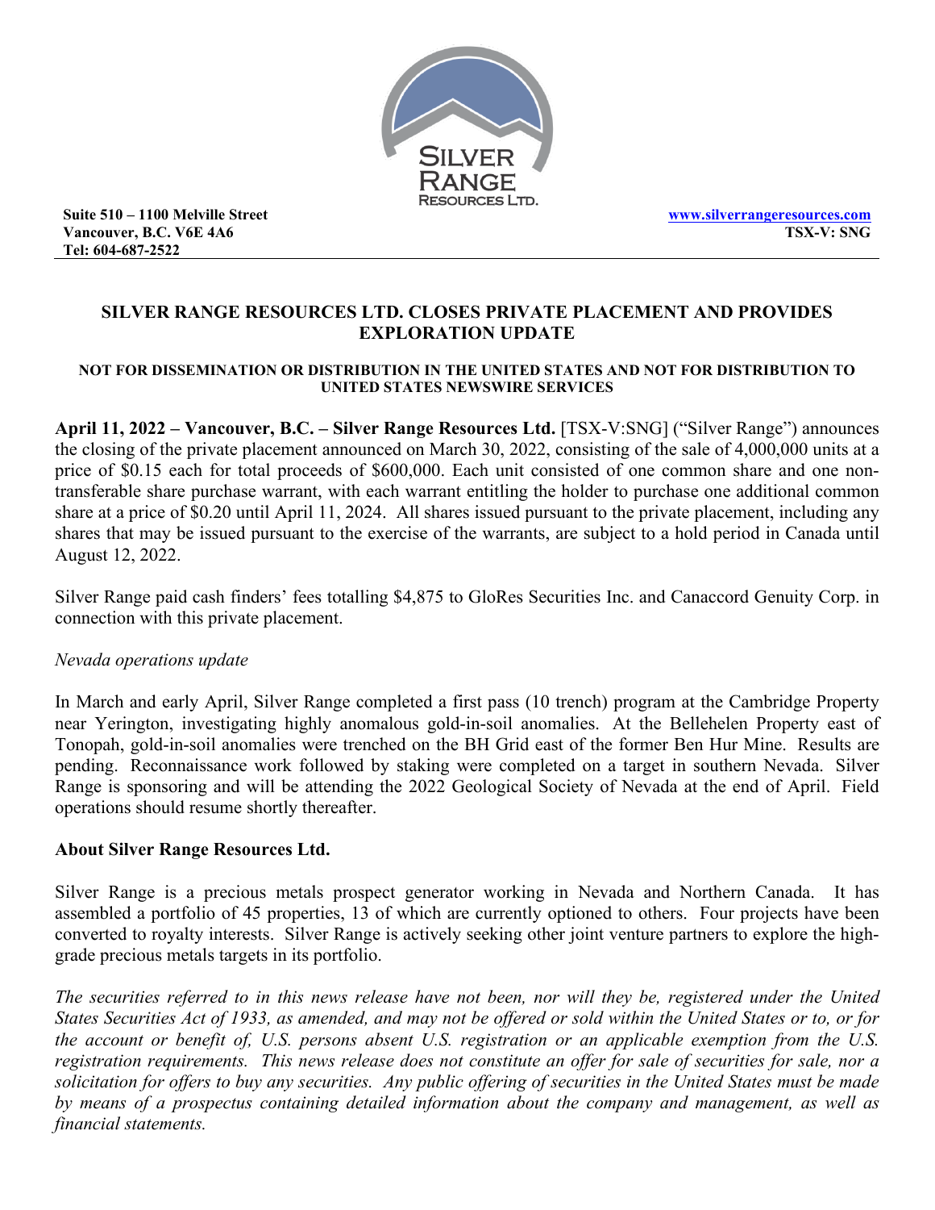Suite 510 – 1100 Melville Street
Vancouver, B.C. V6E 4A6
Tel: 604-687-2522

www.silverrangeresources.com
TSX-V: SNG

# SILVER RANGE RESOURCES LTD. CLOSES PRIVATE PLACEMENT AND PROVIDES EXPLORATION UPDATE

**NOT FOR DISSEMINATION OR DISTRIBUTION IN THE UNITED STATES AND NOT FOR DISTRIBUTION TO UNITED STATES NEWSWIRE SERVICES**

**April 11, 2022 – Vancouver, B.C. – Silver Range Resources Ltd.** [TSX-V:SNG] ("Silver Range") announces the closing of the private placement announced on March 30, 2022, consisting of the sale of 4,000,000 units at a price of $0.15 each for total proceeds of $600,000. Each unit consisted of one common share and one non-transferable share purchase warrant, with each warrant entitling the holder to purchase one additional common share at a price of $0.20 until April 11, 2024. All shares issued pursuant to the private placement, including any shares that may be issued pursuant to the exercise of the warrants, are subject to a hold period in Canada until August 12, 2022.

Silver Range paid cash finders' fees totalling $4,875 to GloRes Securities Inc. and Canaccord Genuity Corp. in connection with this private placement.

*Nevada operations update*

In March and early April, Silver Range completed a first pass (10 trench) program at the Cambridge Property near Yerington, investigating highly anomalous gold-in-soil anomalies. At the Bellehelen Property east of Tonopah, gold-in-soil anomalies were trenched on the BH Grid east of the former Ben Hur Mine. Results are pending. Reconnaissance work followed by staking were completed on a target in southern Nevada. Silver Range is sponsoring and will be attending the 2022 Geological Society of Nevada at the end of April. Field operations should resume shortly thereafter.

**About Silver Range Resources Ltd.**

Silver Range is a precious metals prospect generator working in Nevada and Northern Canada. It has assembled a portfolio of 45 properties, 13 of which are currently optioned to others. Four projects have been converted to royalty interests. Silver Range is actively seeking other joint venture partners to explore the high-grade precious metals targets in its portfolio.

*The securities referred to in this news release have not been, nor will they be, registered under the United States Securities Act of 1933, as amended, and may not be offered or sold within the United States or to, or for the account or benefit of, U.S. persons absent U.S. registration or an applicable exemption from the U.S. registration requirements. This news release does not constitute an offer for sale of securities for sale, nor a solicitation for offers to buy any securities. Any public offering of securities in the United States must be made by means of a prospectus containing detailed information about the company and management, as well as financial statements.*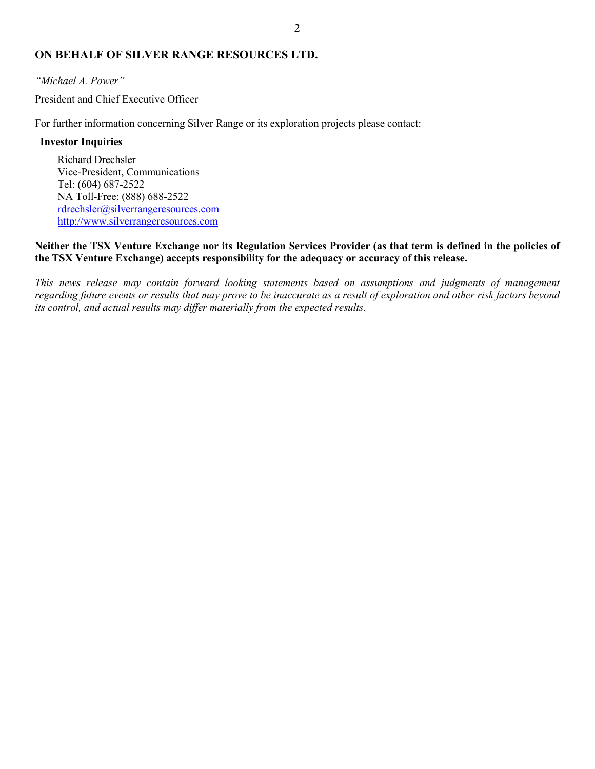## ON BEHALF OF SILVER RANGE RESOURCES LTD.

*"Michael A. Power"*

President and Chief Executive Officer

For further information concerning Silver Range or its exploration projects please contact:

**Investor Inquiries**

Richard Drechsler
Vice-President, Communications
Tel: (604) 687-2522
NA Toll-Free: (888) 688-2522
rdrechsler@silverrangeresources.com
http://www.silverrangeresources.com

**Neither the TSX Venture Exchange nor its Regulation Services Provider (as that term is defined in the policies of the TSX Venture Exchange) accepts responsibility for the adequacy or accuracy of this release.**

*This news release may contain forward looking statements based on assumptions and judgments of management regarding future events or results that may prove to be inaccurate as a result of exploration and other risk factors beyond its control, and actual results may differ materially from the expected results.*